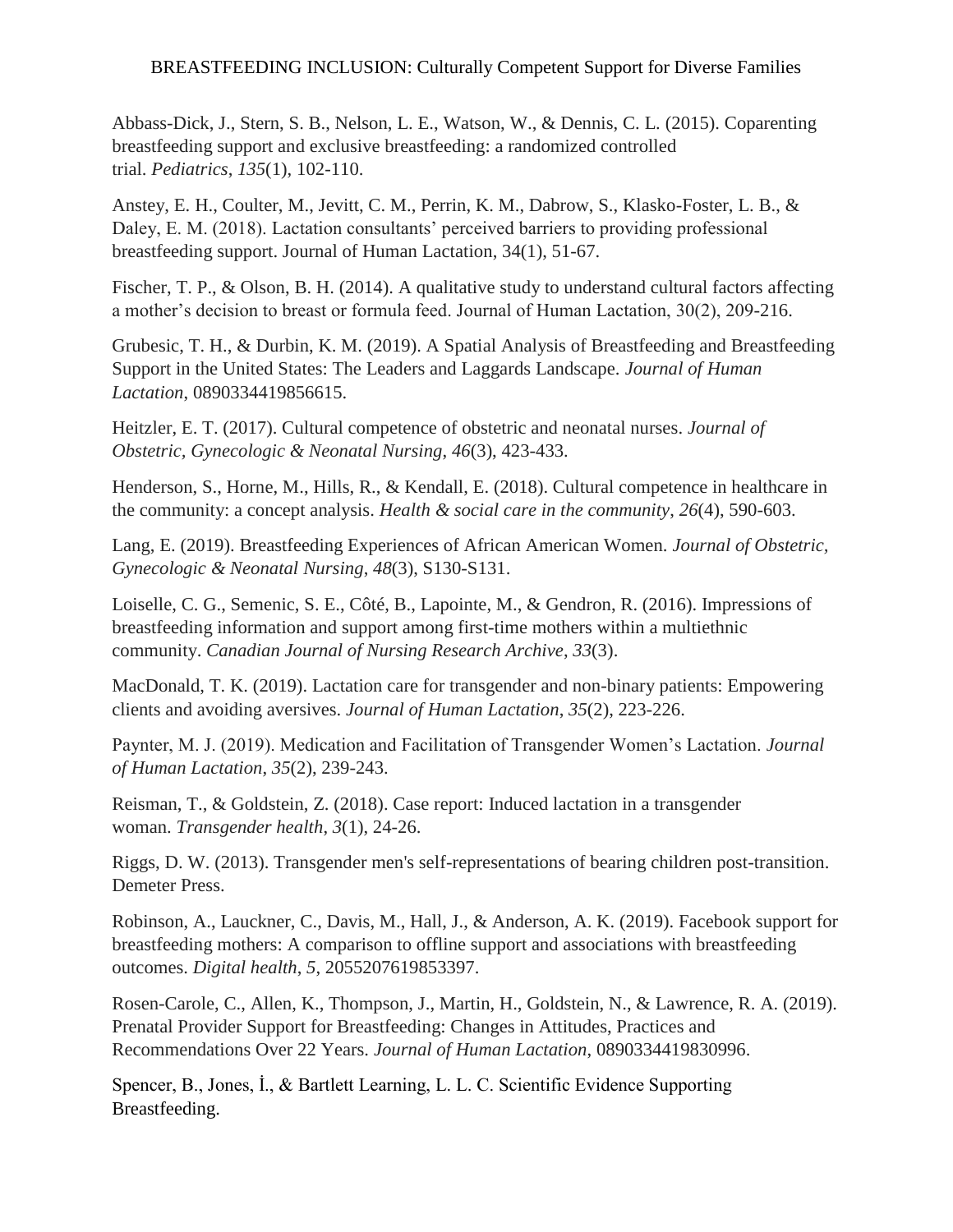Abbass-Dick, J., Stern, S. B., Nelson, L. E., Watson, W., & Dennis, C. L. (2015). Coparenting breastfeeding support and exclusive breastfeeding: a randomized controlled trial. *Pediatrics*, *135*(1), 102-110.

Anstey, E. H., Coulter, M., Jevitt, C. M., Perrin, K. M., Dabrow, S., Klasko-Foster, L. B., & Daley, E. M. (2018). Lactation consultants' perceived barriers to providing professional breastfeeding support. Journal of Human Lactation, 34(1), 51-67.

Fischer, T. P., & Olson, B. H. (2014). A qualitative study to understand cultural factors affecting a mother's decision to breast or formula feed. Journal of Human Lactation, 30(2), 209-216.

Grubesic, T. H., & Durbin, K. M. (2019). A Spatial Analysis of Breastfeeding and Breastfeeding Support in the United States: The Leaders and Laggards Landscape. *Journal of Human Lactation*, 0890334419856615.

Heitzler, E. T. (2017). Cultural competence of obstetric and neonatal nurses. *Journal of Obstetric, Gynecologic & Neonatal Nursing*, *46*(3), 423-433.

Henderson, S., Horne, M., Hills, R., & Kendall, E. (2018). Cultural competence in healthcare in the community: a concept analysis. *Health & social care in the community*, *26*(4), 590-603.

Lang, E. (2019). Breastfeeding Experiences of African American Women. *Journal of Obstetric, Gynecologic & Neonatal Nursing*, *48*(3), S130-S131.

Loiselle, C. G., Semenic, S. E., Côté, B., Lapointe, M., & Gendron, R. (2016). Impressions of breastfeeding information and support among first-time mothers within a multiethnic community. *Canadian Journal of Nursing Research Archive*, *33*(3).

MacDonald, T. K. (2019). Lactation care for transgender and non-binary patients: Empowering clients and avoiding aversives. *Journal of Human Lactation*, *35*(2), 223-226.

Paynter, M. J. (2019). Medication and Facilitation of Transgender Women's Lactation. *Journal of Human Lactation*, *35*(2), 239-243.

Reisman, T., & Goldstein, Z. (2018). Case report: Induced lactation in a transgender woman. *Transgender health*, *3*(1), 24-26.

Riggs, D. W. (2013). Transgender men's self-representations of bearing children post-transition. Demeter Press.

Robinson, A., Lauckner, C., Davis, M., Hall, J., & Anderson, A. K. (2019). Facebook support for breastfeeding mothers: A comparison to offline support and associations with breastfeeding outcomes. *Digital health*, *5*, 2055207619853397.

Rosen-Carole, C., Allen, K., Thompson, J., Martin, H., Goldstein, N., & Lawrence, R. A. (2019). Prenatal Provider Support for Breastfeeding: Changes in Attitudes, Practices and Recommendations Over 22 Years. *Journal of Human Lactation*, 0890334419830996.

Spencer, B., Jones, İ., & Bartlett Learning, L. L. C. Scientific Evidence Supporting Breastfeeding.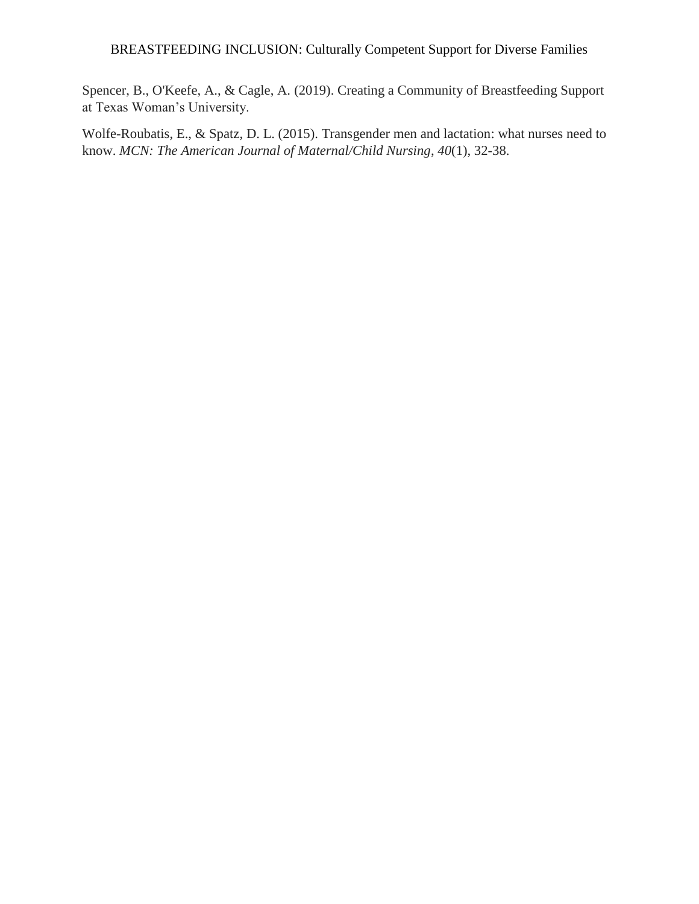Spencer, B., O'Keefe, A., & Cagle, A. (2019). Creating a Community of Breastfeeding Support at Texas Woman's University.

Wolfe-Roubatis, E., & Spatz, D. L. (2015). Transgender men and lactation: what nurses need to know. *MCN: The American Journal of Maternal/Child Nursing*, *40*(1), 32-38.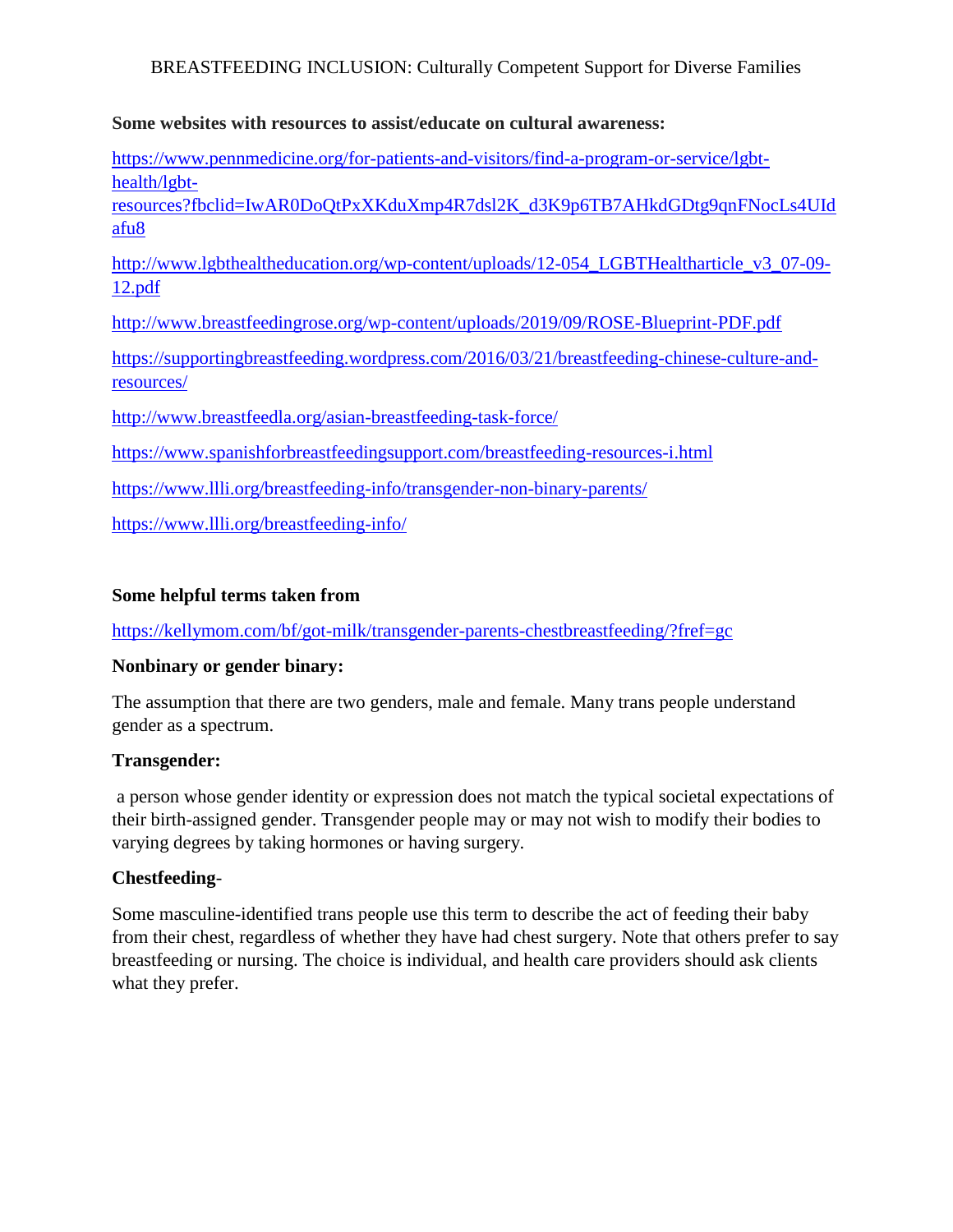**Some websites with resources to assist/educate on cultural awareness:**

https://www.pennmedicine.org/for-patients-and-visitors/find-a-program-or-service/lgbt-health/lgbt-resources?fbclid=IwAR0DoQtPxXKduXmp4R7dsl2K_d3K9p6TB7AHkdGDtg9qnFNocLs4UIdafu8

http://www.lgbthealtheducation.org/wp-content/uploads/12-054_LGBTHealtharticle_v3_07-09-12.pdf

http://www.breastfeedingrose.org/wp-content/uploads/2019/09/ROSE-Blueprint-PDF.pdf

https://supportingbreastfeeding.wordpress.com/2016/03/21/breastfeeding-chinese-culture-and-resources/

http://www.breastfeedla.org/asian-breastfeeding-task-force/

https://www.spanishforbreastfeedingsupport.com/breastfeeding-resources-i.html

https://www.llli.org/breastfeeding-info/transgender-non-binary-parents/

https://www.llli.org/breastfeeding-info/

**Some helpful terms taken from**

https://kellymom.com/bf/got-milk/transgender-parents-chestbreastfeeding/?fref=gc

**Nonbinary or gender binary:**

The assumption that there are two genders, male and female. Many trans people understand gender as a spectrum.

**Transgender:**

a person whose gender identity or expression does not match the typical societal expectations of their birth-assigned gender. Transgender people may or may not wish to modify their bodies to varying degrees by taking hormones or having surgery.

**Chestfeeding**-

Some masculine-identified trans people use this term to describe the act of feeding their baby from their chest, regardless of whether they have had chest surgery. Note that others prefer to say breastfeeding or nursing. The choice is individual, and health care providers should ask clients what they prefer.